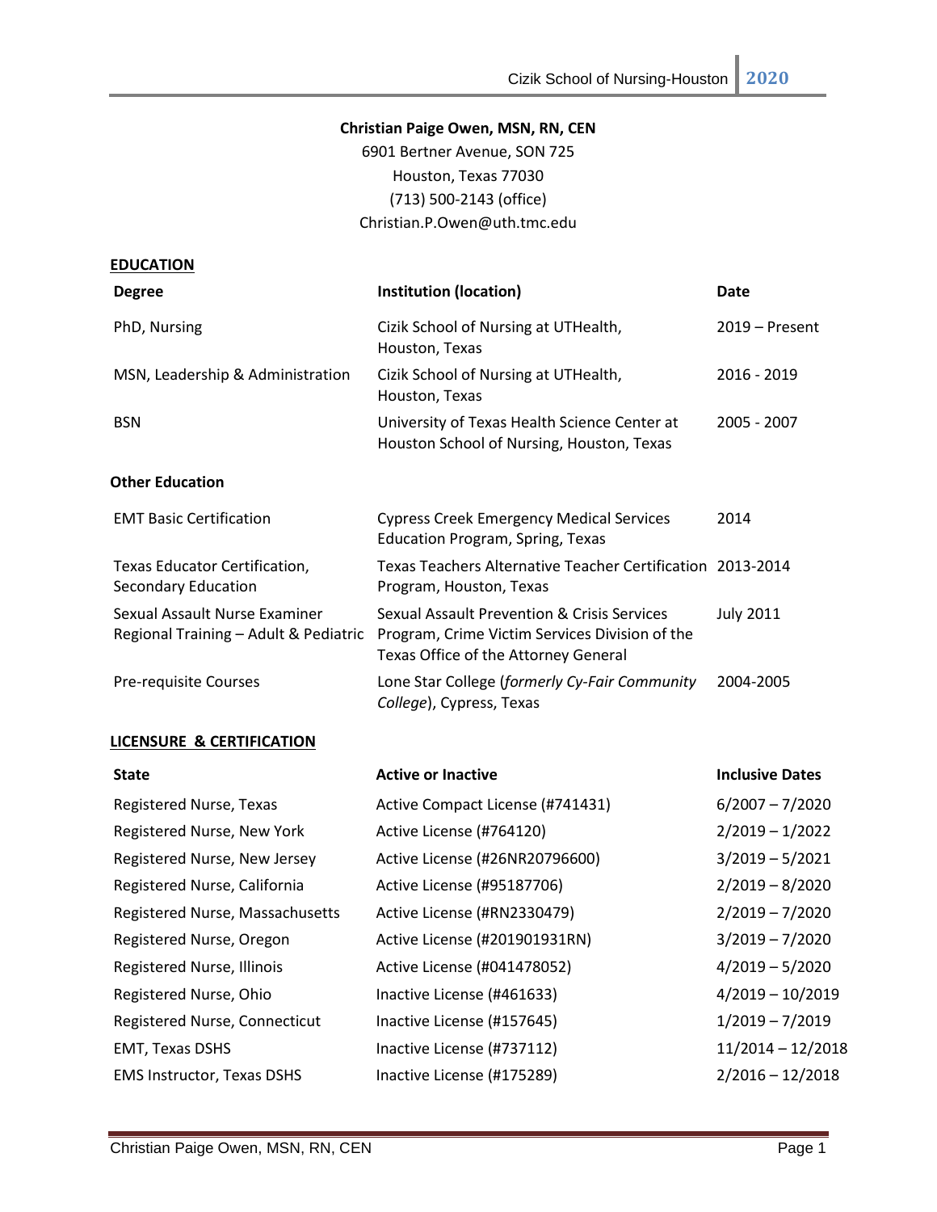**Christian Paige Owen, MSN, RN, CEN**
6901 Bertner Avenue, SON 725
Houston, Texas 77030
(713) 500-2143 (office)
Christian.P.Owen@uth.tmc.edu

## EDUCATION

| Degree | Institution (location) | Date |
|---|---|---|
| PhD, Nursing | Cizik School of Nursing at UTHealth, Houston, Texas | 2019 – Present |
| MSN, Leadership & Administration | Cizik School of Nursing at UTHealth, Houston, Texas | 2016 - 2019 |
| BSN | University of Texas Health Science Center at Houston School of Nursing, Houston, Texas | 2005 - 2007 |

### Other Education

| | | |
|---|---|---|
| EMT Basic Certification | Cypress Creek Emergency Medical Services Education Program, Spring, Texas | 2014 |
| Texas Educator Certification, Secondary Education | Texas Teachers Alternative Teacher Certification Program, Houston, Texas | 2013-2014 |
| Sexual Assault Nurse Examiner Regional Training – Adult & Pediatric | Sexual Assault Prevention & Crisis Services Program, Crime Victim Services Division of the Texas Office of the Attorney General | July 2011 |
| Pre-requisite Courses | Lone Star College (*formerly Cy-Fair Community College*), Cypress, Texas | 2004-2005 |

## LICENSURE & CERTIFICATION

| State | Active or Inactive | Inclusive Dates |
|---|---|---|
| Registered Nurse, Texas | Active Compact License (#741431) | 6/2007 – 7/2020 |
| Registered Nurse, New York | Active License (#764120) | 2/2019 – 1/2022 |
| Registered Nurse, New Jersey | Active License (#26NR20796600) | 3/2019 – 5/2021 |
| Registered Nurse, California | Active License (#95187706) | 2/2019 – 8/2020 |
| Registered Nurse, Massachusetts | Active License (#RN2330479) | 2/2019 – 7/2020 |
| Registered Nurse, Oregon | Active License (#201901931RN) | 3/2019 – 7/2020 |
| Registered Nurse, Illinois | Active License (#041478052) | 4/2019 – 5/2020 |
| Registered Nurse, Ohio | Inactive License (#461633) | 4/2019 – 10/2019 |
| Registered Nurse, Connecticut | Inactive License (#157645) | 1/2019 – 7/2019 |
| EMT, Texas DSHS | Inactive License (#737112) | 11/2014 – 12/2018 |
| EMS Instructor, Texas DSHS | Inactive License (#175289) | 2/2016 – 12/2018 |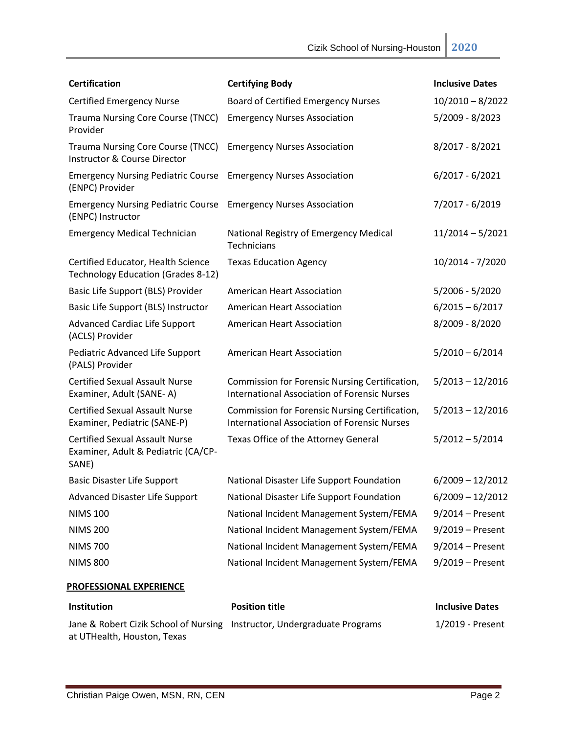| Certification | Certifying Body | Inclusive Dates |
|---|---|---|
| Certified Emergency Nurse | Board of Certified Emergency Nurses | 10/2010 – 8/2022 |
| Trauma Nursing Core Course (TNCC) Provider | Emergency Nurses Association | 5/2009 - 8/2023 |
| Trauma Nursing Core Course (TNCC) Instructor & Course Director | Emergency Nurses Association | 8/2017 - 8/2021 |
| Emergency Nursing Pediatric Course (ENPC) Provider | Emergency Nurses Association | 6/2017 - 6/2021 |
| Emergency Nursing Pediatric Course (ENPC) Instructor | Emergency Nurses Association | 7/2017 - 6/2019 |
| Emergency Medical Technician | National Registry of Emergency Medical Technicians | 11/2014 – 5/2021 |
| Certified Educator, Health Science Technology Education (Grades 8-12) | Texas Education Agency | 10/2014 - 7/2020 |
| Basic Life Support (BLS) Provider | American Heart Association | 5/2006 - 5/2020 |
| Basic Life Support (BLS) Instructor | American Heart Association | 6/2015 – 6/2017 |
| Advanced Cardiac Life Support (ACLS) Provider | American Heart Association | 8/2009 - 8/2020 |
| Pediatric Advanced Life Support (PALS) Provider | American Heart Association | 5/2010 – 6/2014 |
| Certified Sexual Assault Nurse Examiner, Adult (SANE- A) | Commission for Forensic Nursing Certification, International Association of Forensic Nurses | 5/2013 – 12/2016 |
| Certified Sexual Assault Nurse Examiner, Pediatric (SANE-P) | Commission for Forensic Nursing Certification, International Association of Forensic Nurses | 5/2013 – 12/2016 |
| Certified Sexual Assault Nurse Examiner, Adult & Pediatric (CA/CP-SANE) | Texas Office of the Attorney General | 5/2012 – 5/2014 |
| Basic Disaster Life Support | National Disaster Life Support Foundation | 6/2009 – 12/2012 |
| Advanced Disaster Life Support | National Disaster Life Support Foundation | 6/2009 – 12/2012 |
| NIMS 100 | National Incident Management System/FEMA | 9/2014 – Present |
| NIMS 200 | National Incident Management System/FEMA | 9/2019 – Present |
| NIMS 700 | National Incident Management System/FEMA | 9/2014 – Present |
| NIMS 800 | National Incident Management System/FEMA | 9/2019 – Present |

## PROFESSIONAL EXPERIENCE

| Institution | Position title | Inclusive Dates |
|---|---|---|
| Jane & Robert Cizik School of Nursing at UTHealth, Houston, Texas | Instructor, Undergraduate Programs | 1/2019 - Present |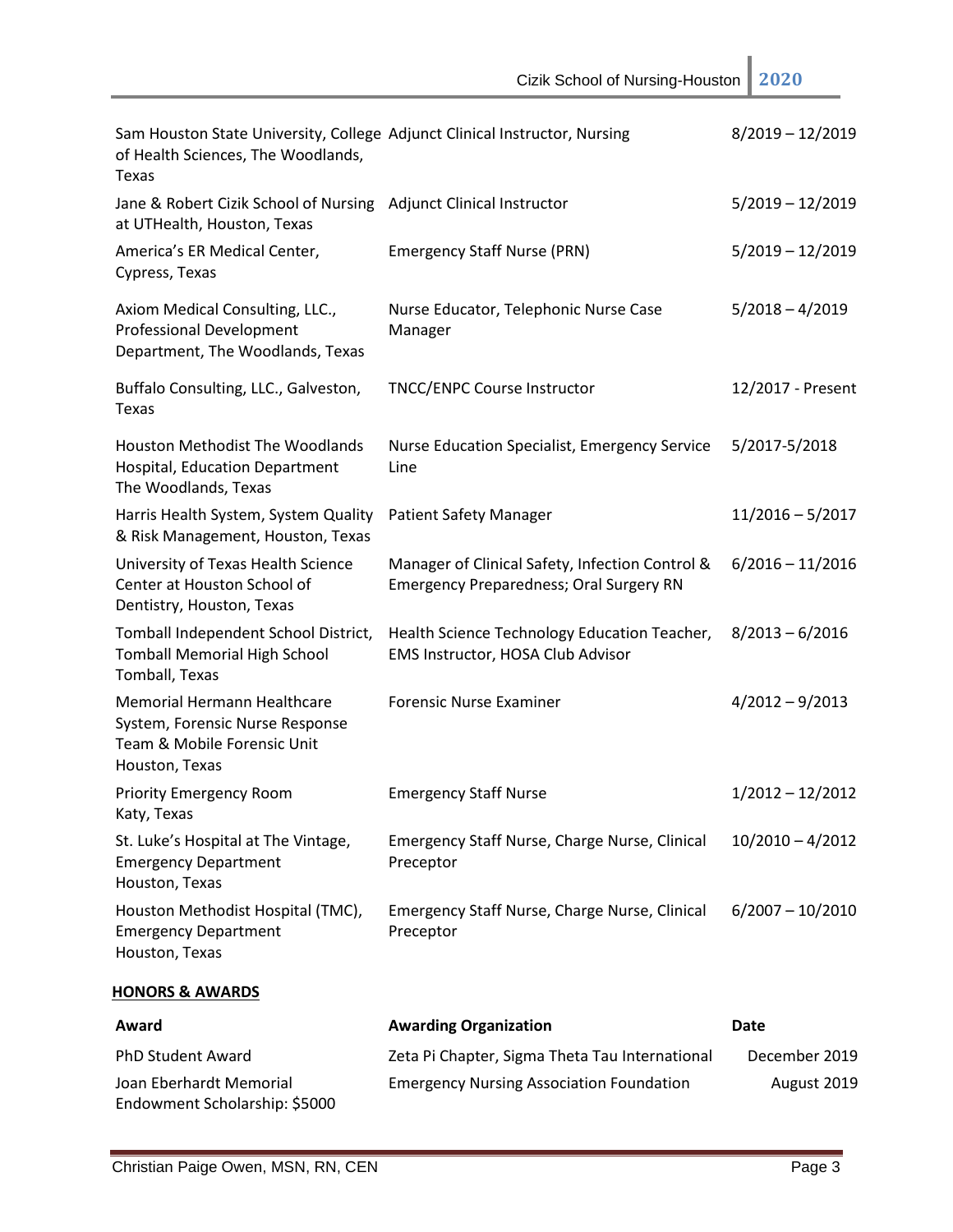| | | |
|---|---|---|
| Sam Houston State University, College of Health Sciences, The Woodlands, Texas | Adjunct Clinical Instructor, Nursing | 8/2019 – 12/2019 |
| Jane & Robert Cizik School of Nursing at UTHealth, Houston, Texas | Adjunct Clinical Instructor | 5/2019 – 12/2019 |
| America's ER Medical Center, Cypress, Texas | Emergency Staff Nurse (PRN) | 5/2019 – 12/2019 |
| Axiom Medical Consulting, LLC., Professional Development Department, The Woodlands, Texas | Nurse Educator, Telephonic Nurse Case Manager | 5/2018 – 4/2019 |
| Buffalo Consulting, LLC., Galveston, Texas | TNCC/ENPC Course Instructor | 12/2017 - Present |
| Houston Methodist The Woodlands Hospital, Education Department The Woodlands, Texas | Nurse Education Specialist, Emergency Service Line | 5/2017-5/2018 |
| Harris Health System, System Quality & Risk Management, Houston, Texas | Patient Safety Manager | 11/2016 – 5/2017 |
| University of Texas Health Science Center at Houston School of Dentistry, Houston, Texas | Manager of Clinical Safety, Infection Control & Emergency Preparedness; Oral Surgery RN | 6/2016 – 11/2016 |
| Tomball Independent School District, Tomball Memorial High School Tomball, Texas | Health Science Technology Education Teacher, EMS Instructor, HOSA Club Advisor | 8/2013 – 6/2016 |
| Memorial Hermann Healthcare System, Forensic Nurse Response Team & Mobile Forensic Unit Houston, Texas | Forensic Nurse Examiner | 4/2012 – 9/2013 |
| Priority Emergency Room Katy, Texas | Emergency Staff Nurse | 1/2012 – 12/2012 |
| St. Luke's Hospital at The Vintage, Emergency Department Houston, Texas | Emergency Staff Nurse, Charge Nurse, Clinical Preceptor | 10/2010 – 4/2012 |
| Houston Methodist Hospital (TMC), Emergency Department Houston, Texas | Emergency Staff Nurse, Charge Nurse, Clinical Preceptor | 6/2007 – 10/2010 |

## HONORS & AWARDS

| Award | Awarding Organization | Date |
|---|---|---|
| PhD Student Award | Zeta Pi Chapter, Sigma Theta Tau International | December 2019 |
| Joan Eberhardt Memorial Endowment Scholarship: $5000 | Emergency Nursing Association Foundation | August 2019 |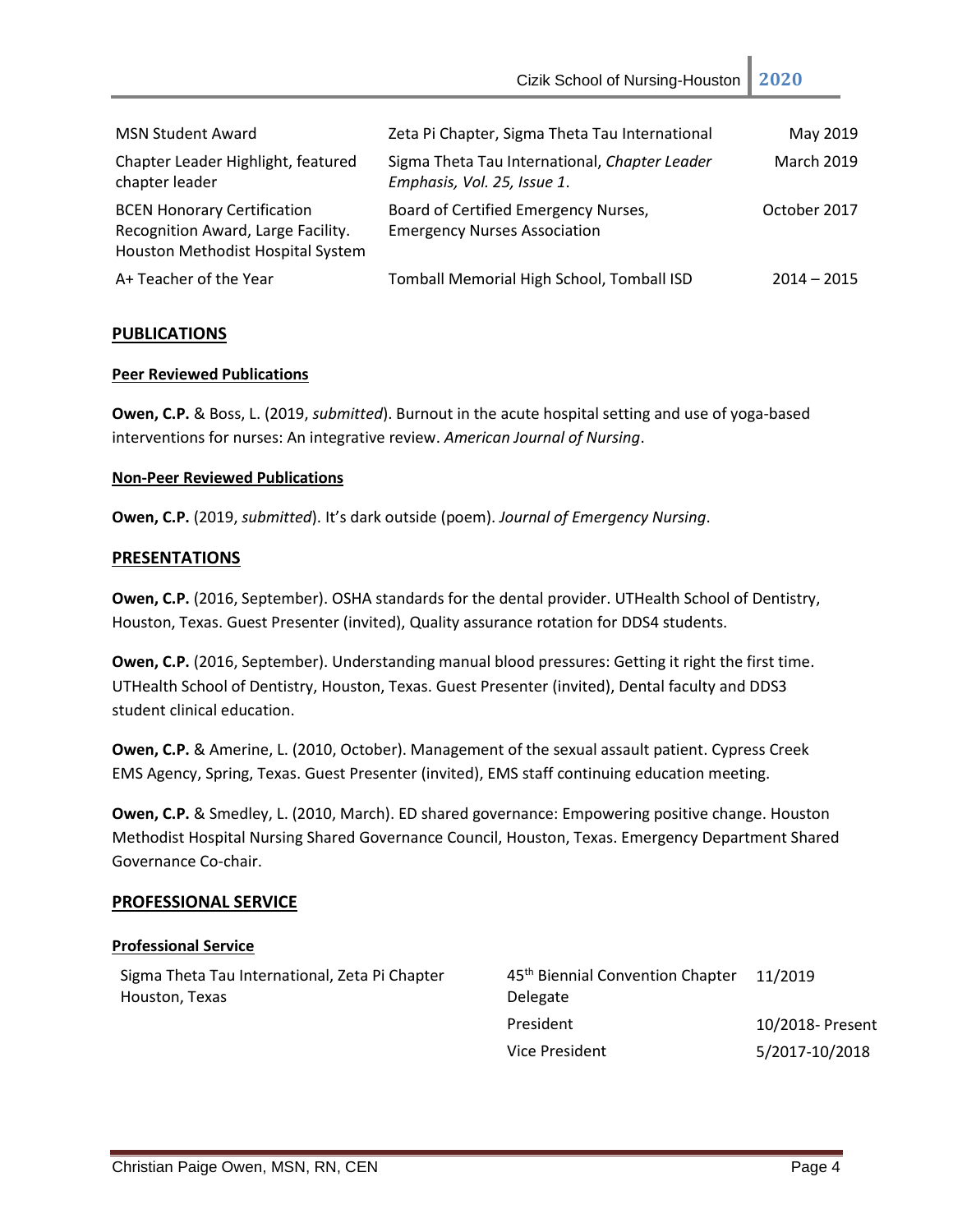| | | |
|---|---|---|
| MSN Student Award | Zeta Pi Chapter, Sigma Theta Tau International | May 2019 |
| Chapter Leader Highlight, featured chapter leader | Sigma Theta Tau International, *Chapter Leader Emphasis, Vol. 25, Issue 1*. | March 2019 |
| BCEN Honorary Certification Recognition Award, Large Facility. Houston Methodist Hospital System | Board of Certified Emergency Nurses, Emergency Nurses Association | October 2017 |
| A+ Teacher of the Year | Tomball Memorial High School, Tomball ISD | 2014 – 2015 |

## PUBLICATIONS

### Peer Reviewed Publications

**Owen, C.P.** & Boss, L. (2019, *submitted*). Burnout in the acute hospital setting and use of yoga-based interventions for nurses: An integrative review. *American Journal of Nursing*.

### Non-Peer Reviewed Publications

**Owen, C.P.** (2019, *submitted*). It's dark outside (poem). *Journal of Emergency Nursing*.

## PRESENTATIONS

**Owen, C.P.** (2016, September). OSHA standards for the dental provider. UTHealth School of Dentistry, Houston, Texas. Guest Presenter (invited), Quality assurance rotation for DDS4 students.

**Owen, C.P.** (2016, September). Understanding manual blood pressures: Getting it right the first time. UTHealth School of Dentistry, Houston, Texas. Guest Presenter (invited), Dental faculty and DDS3 student clinical education.

**Owen, C.P.** & Amerine, L. (2010, October). Management of the sexual assault patient. Cypress Creek EMS Agency, Spring, Texas. Guest Presenter (invited), EMS staff continuing education meeting.

**Owen, C.P.** & Smedley, L. (2010, March). ED shared governance: Empowering positive change. Houston Methodist Hospital Nursing Shared Governance Council, Houston, Texas. Emergency Department Shared Governance Co-chair.

## PROFESSIONAL SERVICE

### Professional Service

| | | |
|---|---|---|
| Sigma Theta Tau International, Zeta Pi Chapter Houston, Texas | 45th Biennial Convention Chapter Delegate | 11/2019 |
| | President | 10/2018- Present |
| | Vice President | 5/2017-10/2018 |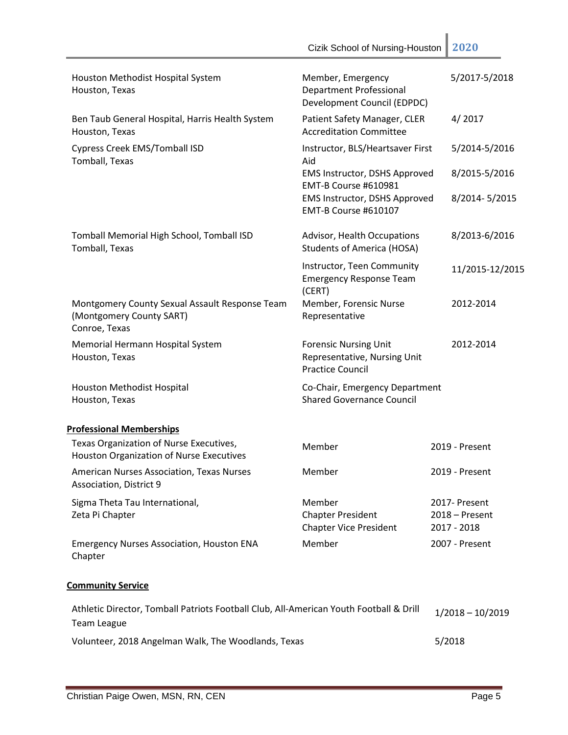| | | |
|---|---|---|
| Houston Methodist Hospital System<br>Houston, Texas | Member, Emergency Department Professional Development Council (EDPDC) | 5/2017-5/2018 |
| Ben Taub General Hospital, Harris Health System<br>Houston, Texas | Patient Safety Manager, CLER Accreditation Committee | 4/ 2017 |
| Cypress Creek EMS/Tomball ISD<br>Tomball, Texas | Instructor, BLS/Heartsaver First Aid | 5/2014-5/2016 |
| | EMS Instructor, DSHS Approved EMT-B Course #610981 | 8/2015-5/2016 |
| | EMS Instructor, DSHS Approved EMT-B Course #610107 | 8/2014- 5/2015 |
| Tomball Memorial High School, Tomball ISD<br>Tomball, Texas | Advisor, Health Occupations Students of America (HOSA) | 8/2013-6/2016 |
| | Instructor, Teen Community Emergency Response Team (CERT) | 11/2015-12/2015 |
| Montgomery County Sexual Assault Response Team (Montgomery County SART)<br>Conroe, Texas | Member, Forensic Nurse Representative | 2012-2014 |
| Memorial Hermann Hospital System<br>Houston, Texas | Forensic Nursing Unit Representative, Nursing Unit Practice Council | 2012-2014 |
| Houston Methodist Hospital<br>Houston, Texas | Co-Chair, Emergency Department Shared Governance Council | |

**Professional Memberships**

| | | |
|---|---|---|
| Texas Organization of Nurse Executives, Houston Organization of Nurse Executives | Member | 2019 - Present |
| American Nurses Association, Texas Nurses Association, District 9 | Member | 2019 - Present |
| Sigma Theta Tau International, Zeta Pi Chapter | Member<br>Chapter President<br>Chapter Vice President | 2017- Present<br>2018 – Present<br>2017 - 2018 |
| Emergency Nurses Association, Houston ENA Chapter | Member | 2007 - Present |

**Community Service**

| | |
|---|---|
| Athletic Director, Tomball Patriots Football Club, All-American Youth Football & Drill Team League | 1/2018 – 10/2019 |
| Volunteer, 2018 Angelman Walk, The Woodlands, Texas | 5/2018 |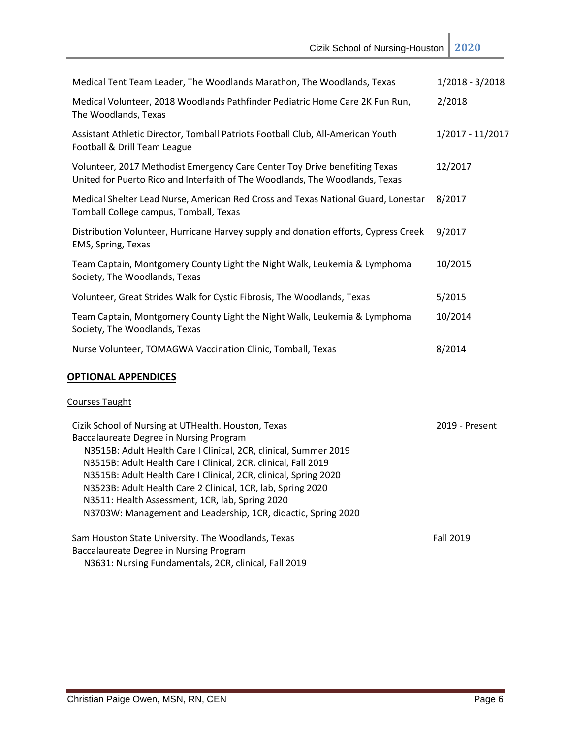| | |
|---|---|
| Medical Tent Team Leader, The Woodlands Marathon, The Woodlands, Texas | 1/2018 - 3/2018 |
| Medical Volunteer, 2018 Woodlands Pathfinder Pediatric Home Care 2K Fun Run, The Woodlands, Texas | 2/2018 |
| Assistant Athletic Director, Tomball Patriots Football Club, All-American Youth Football & Drill Team League | 1/2017 - 11/2017 |
| Volunteer, 2017 Methodist Emergency Care Center Toy Drive benefiting Texas United for Puerto Rico and Interfaith of The Woodlands, The Woodlands, Texas | 12/2017 |
| Medical Shelter Lead Nurse, American Red Cross and Texas National Guard, Lonestar Tomball College campus, Tomball, Texas | 8/2017 |
| Distribution Volunteer, Hurricane Harvey supply and donation efforts, Cypress Creek EMS, Spring, Texas | 9/2017 |
| Team Captain, Montgomery County Light the Night Walk, Leukemia & Lymphoma Society, The Woodlands, Texas | 10/2015 |
| Volunteer, Great Strides Walk for Cystic Fibrosis, The Woodlands, Texas | 5/2015 |
| Team Captain, Montgomery County Light the Night Walk, Leukemia & Lymphoma Society, The Woodlands, Texas | 10/2014 |
| Nurse Volunteer, TOMAGWA Vaccination Clinic, Tomball, Texas | 8/2014 |

## OPTIONAL APPENDICES

### Courses Taught

Cizik School of Nursing at UTHealth. Houston, Texas — 2019 - Present
Baccalaureate Degree in Nursing Program
- N3515B: Adult Health Care I Clinical, 2CR, clinical, Summer 2019
- N3515B: Adult Health Care I Clinical, 2CR, clinical, Fall 2019
- N3515B: Adult Health Care I Clinical, 2CR, clinical, Spring 2020
- N3523B: Adult Health Care 2 Clinical, 1CR, lab, Spring 2020
- N3511: Health Assessment, 1CR, lab, Spring 2020
- N3703W: Management and Leadership, 1CR, didactic, Spring 2020

Sam Houston State University. The Woodlands, Texas — Fall 2019
Baccalaureate Degree in Nursing Program
- N3631: Nursing Fundamentals, 2CR, clinical, Fall 2019